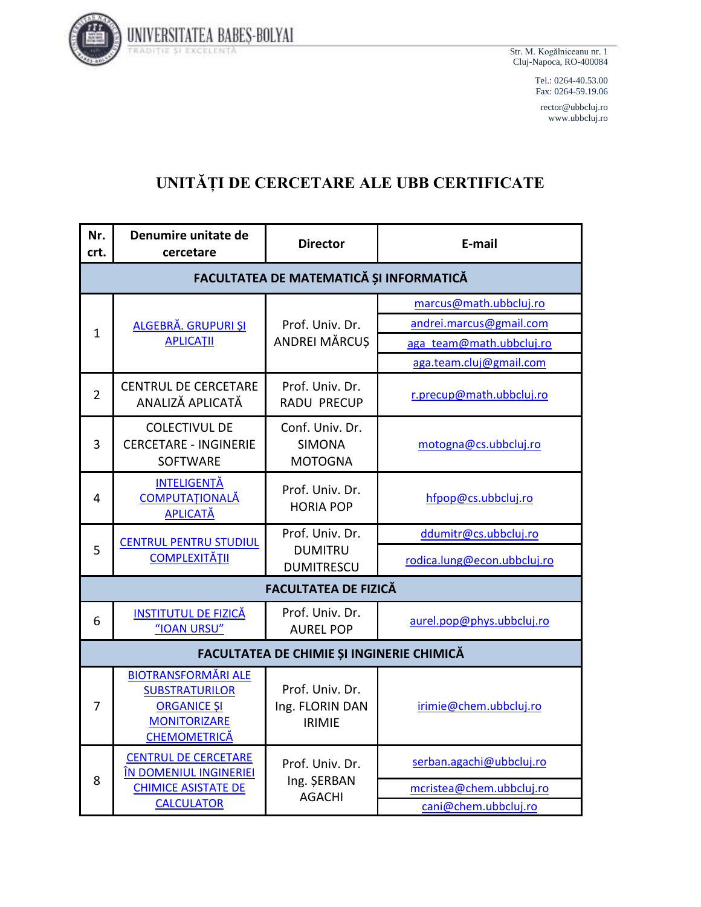UNIVERSITATEA BABEŞ-BOLYAI
TRADIŢIE ŞI EXCELENŢĂ

Str. M. Kogălniceanu nr. 1
Cluj-Napoca, RO-400084

Tel.: 0264-40.53.00
Fax: 0264-59.19.06

rector@ubbcluj.ro
www.ubbcluj.ro

# UNITĂȚI DE CERCETARE ALE UBB CERTIFICATE

| Nr. crt. | Denumire unitate de cercetare | Director | E-mail |
|---|---|---|---|
| **FACULTATEA DE MATEMATICĂ ȘI INFORMATICĂ** | | | |
| 1 | ALGEBRĂ. GRUPURI ȘI APLICAȚII | Prof. Univ. Dr. ANDREI MĂRCUȘ | marcus@math.ubbcluj.ro<br>andrei.marcus@gmail.com<br>aga_team@math.ubbcluj.ro<br>aga.team.cluj@gmail.com |
| 2 | CENTRUL DE CERCETARE ANALIZĂ APLICATĂ | Prof. Univ. Dr. RADU PRECUP | r.precup@math.ubbcluj.ro |
| 3 | COLECTIVUL DE CERCETARE - INGINERIE SOFTWARE | Conf. Univ. Dr. SIMONA MOTOGNA | motogna@cs.ubbcluj.ro |
| 4 | INTELIGENȚĂ COMPUTAȚIONALĂ APLICATĂ | Prof. Univ. Dr. HORIA POP | hfpop@cs.ubbcluj.ro |
| 5 | CENTRUL PENTRU STUDIUL COMPLEXITĂȚII | Prof. Univ. Dr. DUMITRU DUMITRESCU | ddumitr@cs.ubbcluj.ro<br>rodica.lung@econ.ubbcluj.ro |
| **FACULTATEA DE FIZICĂ** | | | |
| 6 | INSTITUTUL DE FIZICĂ "IOAN URSU" | Prof. Univ. Dr. AUREL POP | aurel.pop@phys.ubbcluj.ro |
| **FACULTATEA DE CHIMIE ȘI INGINERIE CHIMICĂ** | | | |
| 7 | BIOTRANSFORMĂRI ALE SUBSTRATURILOR ORGANICE ȘI MONITORIZARE CHEMOMETRICĂ | Prof. Univ. Dr. Ing. FLORIN DAN IRIMIE | irimie@chem.ubbcluj.ro |
| 8 | CENTRUL DE CERCETARE ÎN DOMENIUL INGINERIEI CHIMICE ASISTATE DE CALCULATOR | Prof. Univ. Dr. Ing. ȘERBAN AGACHI | serban.agachi@ubbcluj.ro<br>mcristea@chem.ubbcluj.ro<br>cani@chem.ubbcluj.ro |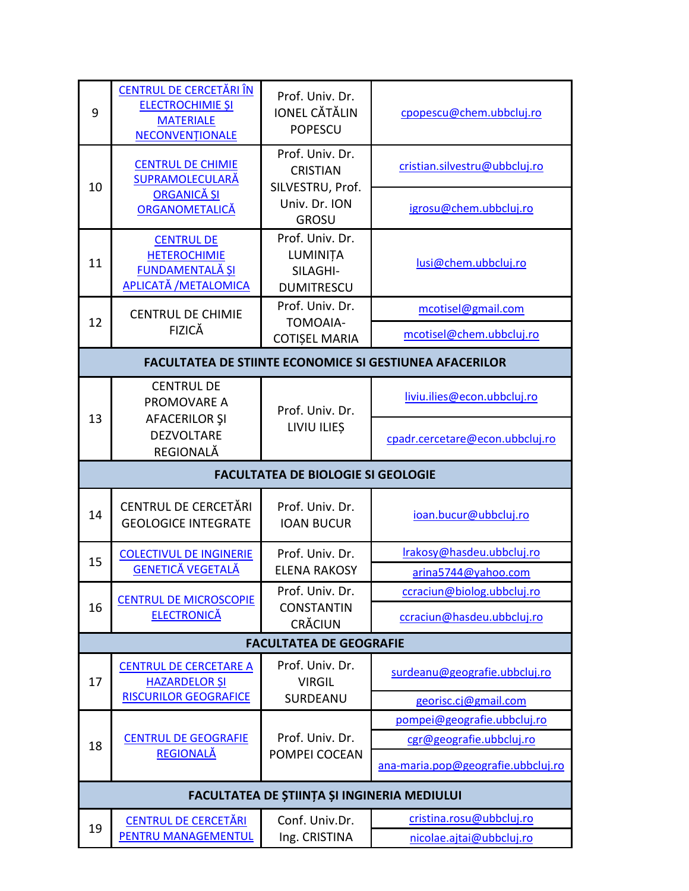| | | | |
|---|---|---|---|
| 9 | CENTRUL DE CERCETĂRI ÎN ELECTROCHIMIE ŞI MATERIALE NECONVENȚIONALE | Prof. Univ. Dr. IONEL CĂTĂLIN POPESCU | cpopescu@chem.ubbcluj.ro |
| 10 | CENTRUL DE CHIMIE SUPRAMOLECULARĂ ORGANICĂ ŞI ORGANOMETALICĂ | Prof. Univ. Dr. CRISTIAN SILVESTRU, Prof. Univ. Dr. ION GROSU | cristian.silvestru@ubbcluj.ro<br>igrosu@chem.ubbcluj.ro |
| 11 | CENTRUL DE HETEROCHIMIE FUNDAMENTALĂ ŞI APLICATĂ /METALOMICA | Prof. Univ. Dr. LUMINIȚA SILAGHI-DUMITRESCU | lusi@chem.ubbcluj.ro |
| 12 | CENTRUL DE CHIMIE FIZICĂ | Prof. Univ. Dr. TOMOAIA-COTIȘEL MARIA | mcotisel@gmail.com<br>mcotisel@chem.ubbcluj.ro |
| **FACULTATEA DE STIINTE ECONOMICE SI GESTIUNEA AFACERILOR** | | | |
| 13 | CENTRUL DE PROMOVARE A AFACERILOR ŞI DEZVOLTARE REGIONALĂ | Prof. Univ. Dr. LIVIU ILIEȘ | liviu.ilies@econ.ubbcluj.ro<br>cpadr.cercetare@econ.ubbcluj.ro |
| **FACULTATEA DE BIOLOGIE SI GEOLOGIE** | | | |
| 14 | CENTRUL DE CERCETĂRI GEOLOGICE INTEGRATE | Prof. Univ. Dr. IOAN BUCUR | ioan.bucur@ubbcluj.ro |
| 15 | COLECTIVUL DE INGINERIE GENETICĂ VEGETALĂ | Prof. Univ. Dr. ELENA RAKOSY | lrakosy@hasdeu.ubbcluj.ro<br>arina5744@yahoo.com |
| 16 | CENTRUL DE MICROSCOPIE ELECTRONICĂ | Prof. Univ. Dr. CONSTANTIN CRĂCIUN | ccraciun@biolog.ubbcluj.ro<br>ccraciun@hasdeu.ubbcluj.ro |
| **FACULTATEA DE GEOGRAFIE** | | | |
| 17 | CENTRUL DE CERCETARE A HAZARDELOR ŞI RISCURILOR GEOGRAFICE | Prof. Univ. Dr. VIRGIL SURDEANU | surdeanu@geografie.ubbcluj.ro<br>georisc.cj@gmail.com |
| 18 | CENTRUL DE GEOGRAFIE REGIONALĂ | Prof. Univ. Dr. POMPEI COCEAN | pompei@geografie.ubbcluj.ro<br>cgr@geografie.ubbcluj.ro<br>ana-maria.pop@geografie.ubbcluj.ro |
| **FACULTATEA DE ȘTIINȚA ȘI INGINERIA MEDIULUI** | | | |
| 19 | CENTRUL DE CERCETĂRI PENTRU MANAGEMENTUL | Conf. Univ.Dr. Ing. CRISTINA | cristina.rosu@ubbcluj.ro<br>nicolae.ajtai@ubbcluj.ro |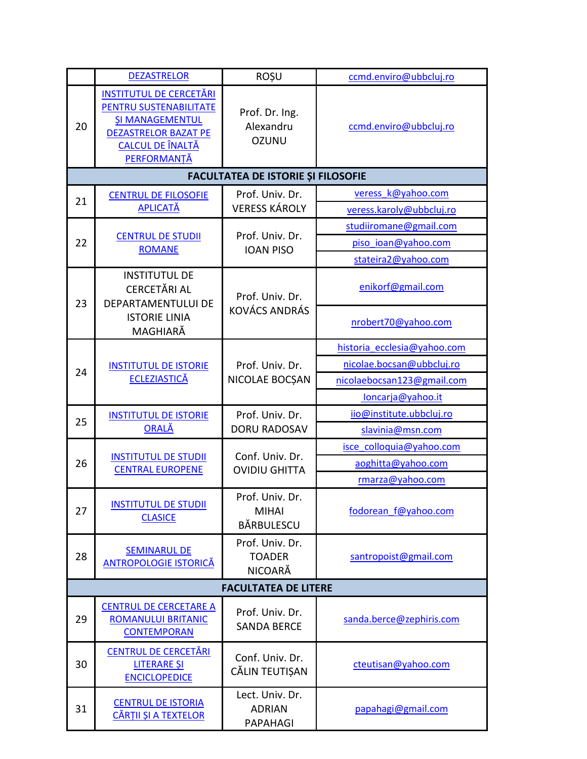| | | | |
|---|---|---|---|
| | DEZASTRELOR | ROȘU | ccmd.enviro@ubbcluj.ro |
| 20 | INSTITUTUL DE CERCETĂRI PENTRU SUSTENABILITATE ŞI MANAGEMENTUL DEZASTRELOR BAZAT PE CALCUL DE ÎNALTĂ PERFORMANȚĂ | Prof. Dr. Ing. Alexandru OZUNU | ccmd.enviro@ubbcluj.ro |
| **FACULTATEA DE ISTORIE ȘI FILOSOFIE** | | | |
| 21 | CENTRUL DE FILOSOFIE APLICATĂ | Prof. Univ. Dr. VERESS KÁROLY | veress_k@yahoo.com |
| | | | veress.karoly@ubbcluj.ro |
| 22 | CENTRUL DE STUDII ROMANE | Prof. Univ. Dr. IOAN PISO | studiiromane@gmail.com |
| | | | piso_ioan@yahoo.com |
| | | | stateira2@yahoo.com |
| 23 | INSTITUTUL DE CERCETĂRI AL DEPARTAMENTULUI DE ISTORIE LINIA MAGHIARĂ | Prof. Univ. Dr. KOVÁCS ANDRÁS | enikorf@gmail.com |
| | | | nrobert70@yahoo.com |
| 24 | INSTITUTUL DE ISTORIE ECLEZIASTICĂ | Prof. Univ. Dr. NICOLAE BOCȘAN | historia_ecclesia@yahoo.com |
| | | | nicolae.bocsan@ubbcluj.ro |
| | | | nicolaebocsan123@gmail.com |
| | | | Ioncarja@yahoo.it |
| 25 | INSTITUTUL DE ISTORIE ORALĂ | Prof. Univ. Dr. DORU RADOSAV | iio@institute.ubbcluj.ro |
| | | | slavinia@msn.com |
| 26 | INSTITUTUL DE STUDII CENTRAL EUROPENE | Conf. Univ. Dr. OVIDIU GHITTA | isce_colloquia@yahoo.com |
| | | | aoghitta@yahoo.com |
| | | | rmarza@yahoo.com |
| 27 | INSTITUTUL DE STUDII CLASICE | Prof. Univ. Dr. MIHAI BĂRBULESCU | fodorean_f@yahoo.com |
| 28 | SEMINARUL DE ANTROPOLOGIE ISTORICĂ | Prof. Univ. Dr. TOADER NICOARĂ | santropoist@gmail.com |
| **FACULTATEA DE LITERE** | | | |
| 29 | CENTRUL DE CERCETARE A ROMANULUI BRITANIC CONTEMPORAN | Prof. Univ. Dr. SANDA BERCE | sanda.berce@zephiris.com |
| 30 | CENTRUL DE CERCETĂRI LITERARE ŞI ENCICLOPEDICE | Conf. Univ. Dr. CĂLIN TEUTIȘAN | cteutisan@yahoo.com |
| 31 | CENTRUL DE ISTORIA CĂRȚII ȘI A TEXTELOR | Lect. Univ. Dr. ADRIAN PAPAHAGI | papahagi@gmail.com |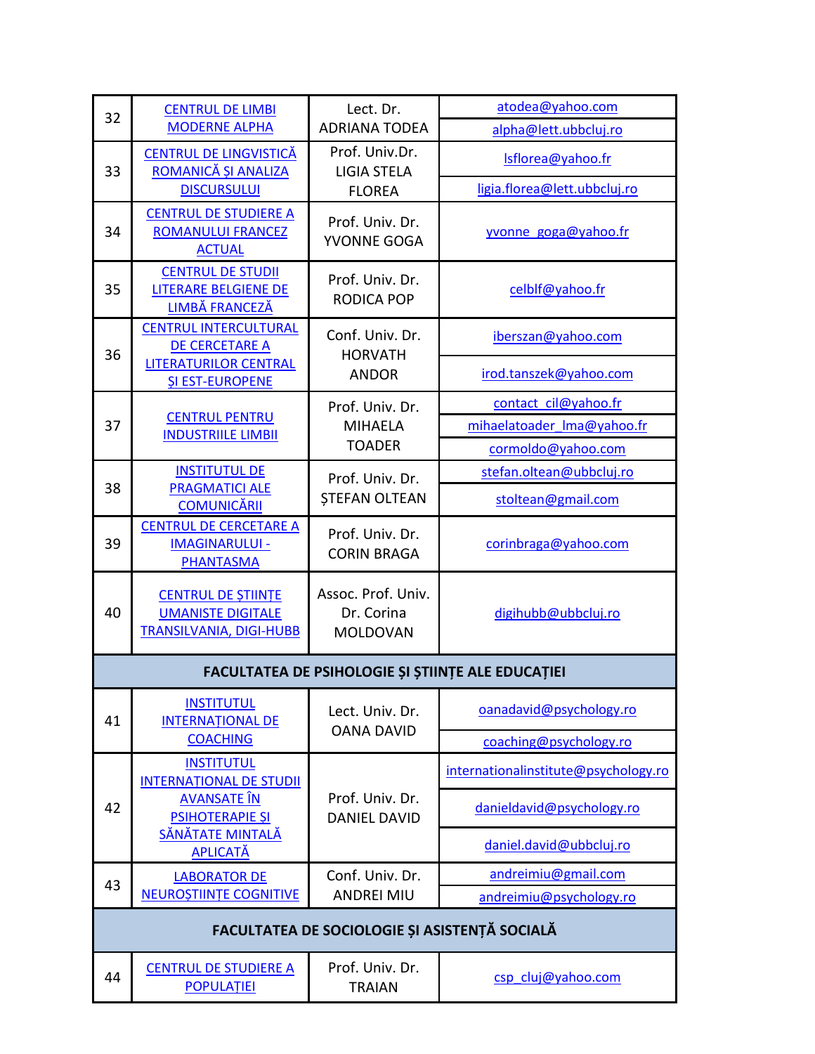| 32 | CENTRUL DE LIMBI MODERNE ALPHA | Lect. Dr. ADRIANA TODEA | atodea@yahoo.com<br>alpha@lett.ubbcluj.ro |
|---|---|---|---|
| 33 | CENTRUL DE LINGVISTICĂ ROMANICĂ ȘI ANALIZA DISCURSULUI | Prof. Univ.Dr. LIGIA STELA FLOREA | lsflorea@yahoo.fr<br>ligia.florea@lett.ubbcluj.ro |
| 34 | CENTRUL DE STUDIERE A ROMANULUI FRANCEZ ACTUAL | Prof. Univ. Dr. YVONNE GOGA | yvonne_goga@yahoo.fr |
| 35 | CENTRUL DE STUDII LITERARE BELGIENE DE LIMBĂ FRANCEZĂ | Prof. Univ. Dr. RODICA POP | celblf@yahoo.fr |
| 36 | CENTRUL INTERCULTURAL DE CERCETARE A LITERATURILOR CENTRAL ȘI EST-EUROPENE | Conf. Univ. Dr. HORVATH ANDOR | iberszan@yahoo.com<br>irod.tanszek@yahoo.com |
| 37 | CENTRUL PENTRU INDUSTRIILE LIMBII | Prof. Univ. Dr. MIHAELA TOADER | contact_cil@yahoo.fr<br>mihaelatoader_lma@yahoo.fr<br>cormoldo@yahoo.com |
| 38 | INSTITUTUL DE PRAGMATICI ALE COMUNICĂRII | Prof. Univ. Dr. ȘTEFAN OLTEAN | stefan.oltean@ubbcluj.ro<br>stoltean@gmail.com |
| 39 | CENTRUL DE CERCETARE A IMAGINARULUI - PHANTASMA | Prof. Univ. Dr. CORIN BRAGA | corinbraga@yahoo.com |
| 40 | CENTRUL DE ȘTIINȚE UMANISTE DIGITALE TRANSILVANIA, DIGI-HUBB | Assoc. Prof. Univ. Dr. Corina MOLDOVAN | digihubb@ubbcluj.ro |
| **FACULTATEA DE PSIHOLOGIE ȘI ȘTIINȚE ALE EDUCAȚIEI** | | | |
| 41 | INSTITUTUL INTERNAȚIONAL DE COACHING | Lect. Univ. Dr. OANA DAVID | oanadavid@psychology.ro<br>coaching@psychology.ro |
| 42 | INSTITUTUL INTERNATIONAL DE STUDII AVANSATE ÎN PSIHOTERAPIE ȘI SĂNĂTATE MINTALĂ APLICATĂ | Prof. Univ. Dr. DANIEL DAVID | internationalinstitute@psychology.ro<br>danieldavid@psychology.ro<br>daniel.david@ubbcluj.ro |
| 43 | LABORATOR DE NEUROȘTIINȚE COGNITIVE | Conf. Univ. Dr. ANDREI MIU | andreimiu@gmail.com<br>andreimiu@psychology.ro |
| **FACULTATEA DE SOCIOLOGIE ȘI ASISTENȚĂ SOCIALĂ** | | | |
| 44 | CENTRUL DE STUDIERE A POPULAȚIEI | Prof. Univ. Dr. TRAIAN | csp_cluj@yahoo.com |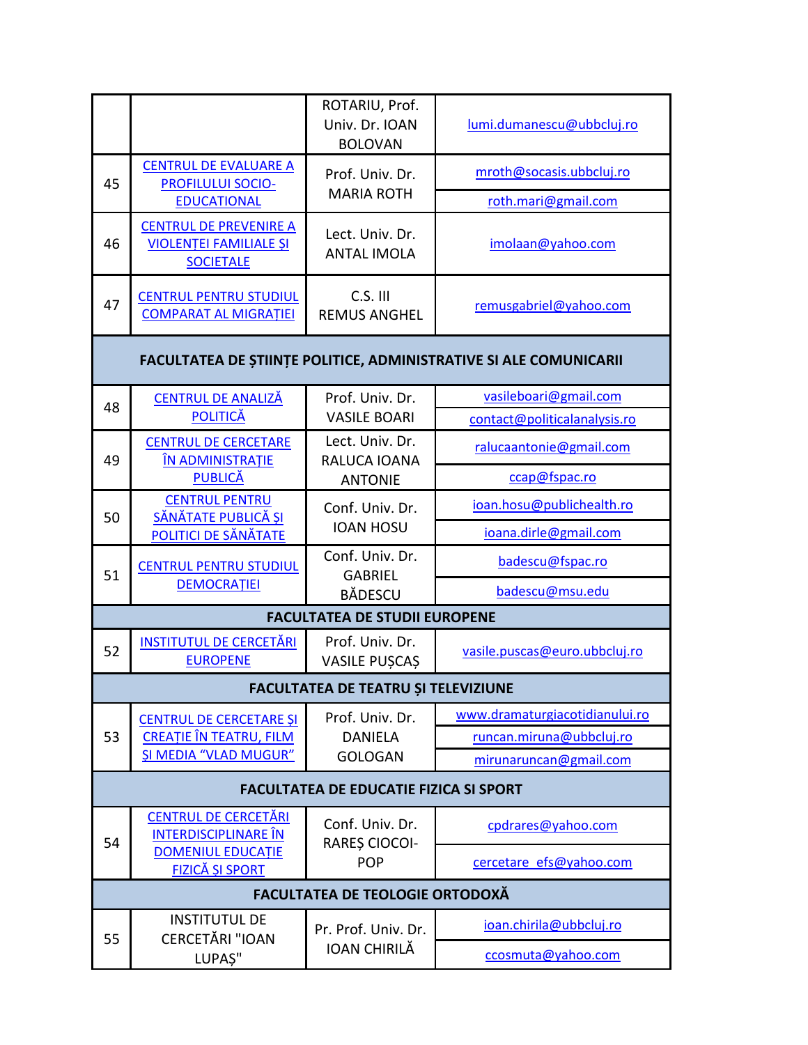| | | | |
|---|---|---|---|
| | | ROTARIU, Prof. Univ. Dr. IOAN BOLOVAN | lumi.dumanescu@ubbcluj.ro |
| 45 | CENTRUL DE EVALUARE A PROFILULUI SOCIO-EDUCAȚIONAL | Prof. Univ. Dr. MARIA ROTH | mroth@socasis.ubbcluj.ro |
| | | | roth.mari@gmail.com |
| 46 | CENTRUL DE PREVENIRE A VIOLENȚEI FAMILIALE ȘI SOCIETALE | Lect. Univ. Dr. ANTAL IMOLA | imolaan@yahoo.com |
| 47 | CENTRUL PENTRU STUDIUL COMPARAT AL MIGRAȚIEI | C.S. III REMUS ANGHEL | remusgabriel@yahoo.com |
| **FACULTATEA DE ȘTIINȚE POLITICE, ADMINISTRATIVE SI ALE COMUNICARII** | | | |
| 48 | CENTRUL DE ANALIZĂ POLITICĂ | Prof. Univ. Dr. VASILE BOARI | vasileboari@gmail.com |
| | | | contact@politicalanalysis.ro |
| 49 | CENTRUL DE CERCETARE ÎN ADMINISTRAȚIE PUBLICĂ | Lect. Univ. Dr. RALUCA IOANA ANTONIE | ralucaantonie@gmail.com |
| | | | ccap@fspac.ro |
| 50 | CENTRUL PENTRU SĂNĂTATE PUBLICĂ ȘI POLITICI DE SĂNĂTATE | Conf. Univ. Dr. IOAN HOSU | ioan.hosu@publichealth.ro |
| | | | ioana.dirle@gmail.com |
| 51 | CENTRUL PENTRU STUDIUL DEMOCRAȚIEI | Conf. Univ. Dr. GABRIEL BĂDESCU | badescu@fspac.ro |
| | | | badescu@msu.edu |
| **FACULTATEA DE STUDII EUROPENE** | | | |
| 52 | INSTITUTUL DE CERCETĂRI EUROPENE | Prof. Univ. Dr. VASILE PUȘCAȘ | vasile.puscas@euro.ubbcluj.ro |
| **FACULTATEA DE TEATRU ȘI TELEVIZIUNE** | | | |
| 53 | CENTRUL DE CERCETARE ȘI CREAȚIE ÎN TEATRU, FILM ȘI MEDIA "VLAD MUGUR" | Prof. Univ. Dr. DANIELA GOLOGAN | www.dramaturgiacotidianului.ro |
| | | | runcan.miruna@ubbcluj.ro |
| | | | mirunaruncan@gmail.com |
| **FACULTATEA DE EDUCATIE FIZICA SI SPORT** | | | |
| 54 | CENTRUL DE CERCETĂRI INTERDISCIPLINARE ÎN DOMENIUL EDUCAȚIE FIZICĂ ȘI SPORT | Conf. Univ. Dr. RAREȘ CIOCOI-POP | cpdrares@yahoo.com |
| | | | cercetare_efs@yahoo.com |
| **FACULTATEA DE TEOLOGIE ORTODOXĂ** | | | |
| 55 | INSTITUTUL DE CERCETĂRI "IOAN LUPAȘ" | Pr. Prof. Univ. Dr. IOAN CHIRILĂ | ioan.chirila@ubbcluj.ro |
| | | | ccosmuta@yahoo.com |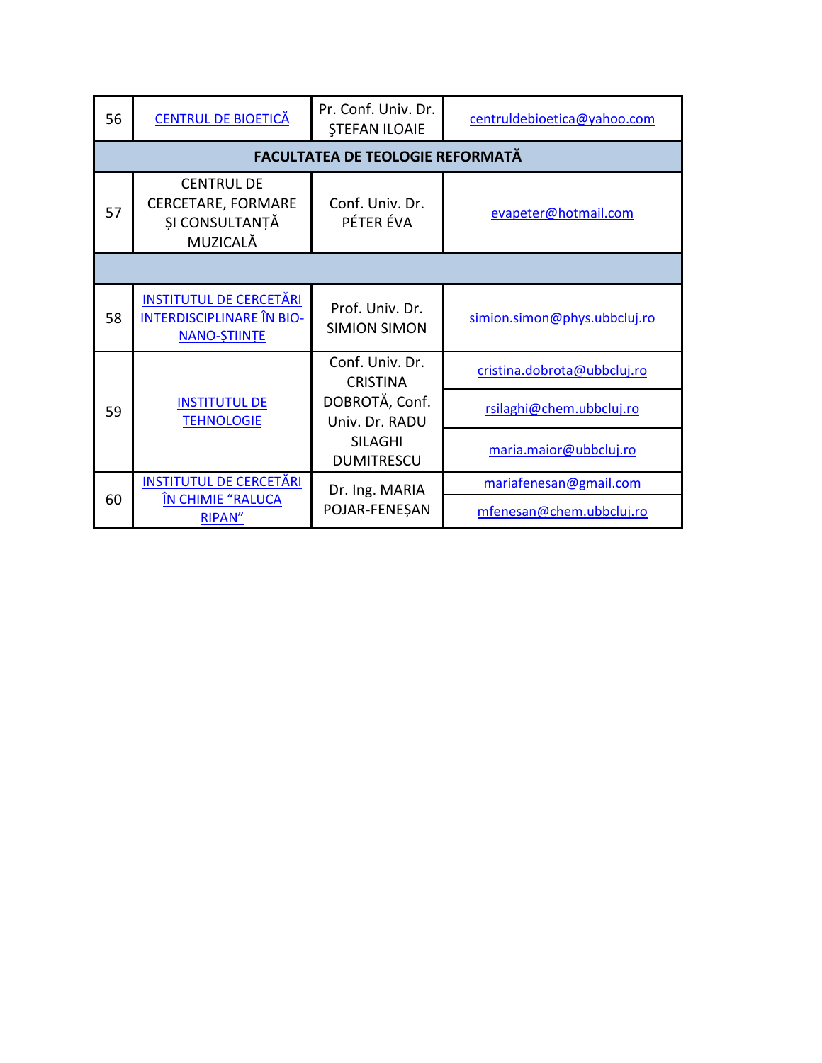| | | | |
|---|---|---|---|
| 56 | CENTRUL DE BIOETICĂ | Pr. Conf. Univ. Dr. ŞTEFAN ILOAIE | centruldebioetica@yahoo.com |
| **FACULTATEA DE TEOLOGIE REFORMATĂ** | | | |
| 57 | CENTRUL DE CERCETARE, FORMARE ȘI CONSULTANȚĂ MUZICALĂ | Conf. Univ. Dr. PÉTER ÉVA | evapeter@hotmail.com |
| | | | |
| 58 | INSTITUTUL DE CERCETĂRI INTERDISCIPLINARE ÎN BIO-NANO-ŞTIINȚE | Prof. Univ. Dr. SIMION SIMON | simion.simon@phys.ubbcluj.ro |
| 59 | INSTITUTUL DE TEHNOLOGIE | Conf. Univ. Dr. CRISTINA DOBROTĂ, Conf. Univ. Dr. RADU SILAGHI DUMITRESCU | cristina.dobrota@ubbcluj.ro |
| | | | rsilaghi@chem.ubbcluj.ro |
| | | | maria.maior@ubbcluj.ro |
| 60 | INSTITUTUL DE CERCETĂRI ÎN CHIMIE “RALUCA RIPAN” | Dr. Ing. MARIA POJAR-FENEȘAN | mariafenesan@gmail.com |
| | | | mfenesan@chem.ubbcluj.ro |